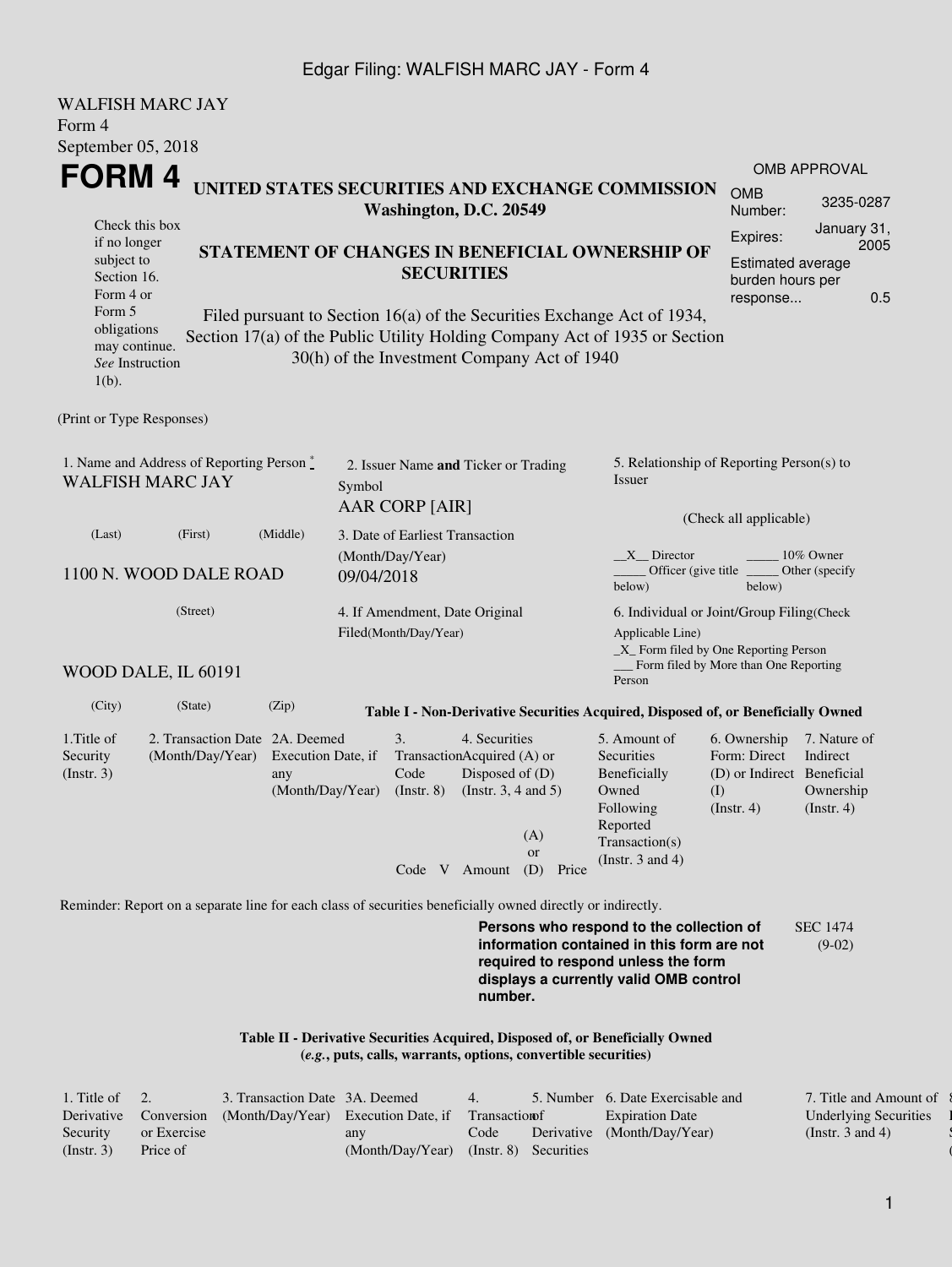Edgar Filing: WALFISH MARC JAY - Form 4

WALFISH MARC JAY
Form 4
September 05, 2018

# FORM 4

**UNITED STATES SECURITIES AND EXCHANGE COMMISSION**
**Washington, D.C. 20549**

**STATEMENT OF CHANGES IN BENEFICIAL OWNERSHIP OF SECURITIES**

Filed pursuant to Section 16(a) of the Securities Exchange Act of 1934, Section 17(a) of the Public Utility Holding Company Act of 1935 or Section 30(h) of the Investment Company Act of 1940

Check this box if no longer subject to Section 16. Form 4 or Form 5 obligations may continue. *See* Instruction 1(b).

| OMB APPROVAL | |
|---|---|
| OMB Number: | 3235-0287 |
| Expires: | January 31, 2005 |
| Estimated average burden hours per response... | 0.5 |

(Print or Type Responses)

| 1. Name and Address of Reporting Person * | 2. Issuer Name **and** Ticker or Trading Symbol | 5. Relationship of Reporting Person(s) to Issuer |
|---|---|---|
| WALFISH MARC JAY | AAR CORP [AIR] | (Check all applicable) |
| (Last) (First) (Middle) | 3. Date of Earliest Transaction (Month/Day/Year) | __X__ Director _____ 10% Owner |
| 1100 N. WOOD DALE ROAD | 09/04/2018 | _____ Officer (give title below) _____ Other (specify below) |
| (Street) | 4. If Amendment, Date Original Filed(Month/Day/Year) | 6. Individual or Joint/Group Filing(Check Applicable Line) |
| WOOD DALE, IL 60191 | | _X_ Form filed by One Reporting Person |
| (City) (State) (Zip) | | ___ Form filed by More than One Reporting Person |

**Table I - Non-Derivative Securities Acquired, Disposed of, or Beneficially Owned**

| 1.Title of Security (Instr. 3) | 2. Transaction Date (Month/Day/Year) | 2A. Deemed Execution Date, if any (Month/Day/Year) | 3. Transaction Code (Instr. 8) | | 4. Securities Acquired (A) or Disposed of (D) (Instr. 3, 4 and 5) | | | 5. Amount of Securities Beneficially Owned Following Reported Transaction(s) (Instr. 3 and 4) | 6. Ownership Form: Direct (D) or Indirect (I) (Instr. 4) | 7. Nature of Indirect Beneficial Ownership (Instr. 4) |
|---|---|---|---|---|---|---|---|---|---|---|
| | | | Code | V | Amount | (A) or (D) | Price | | | |

Reminder: Report on a separate line for each class of securities beneficially owned directly or indirectly.

**Persons who respond to the collection of information contained in this form are not required to respond unless the form displays a currently valid OMB control number.**

SEC 1474 (9-02)

**Table II - Derivative Securities Acquired, Disposed of, or Beneficially Owned**
**(*e.g.*, puts, calls, warrants, options, convertible securities)**

| 1. Title of Derivative Security (Instr. 3) | 2. Conversion or Exercise Price of | 3. Transaction Date (Month/Day/Year) | 3A. Deemed Execution Date, if any (Month/Day/Year) | 4. Transaction Code (Instr. 8) | 5. Number of Derivative Securities | 6. Date Exercisable and Expiration Date (Month/Day/Year) | 7. Title and Amount of Underlying Securities (Instr. 3 and 4) |
|---|---|---|---|---|---|---|---|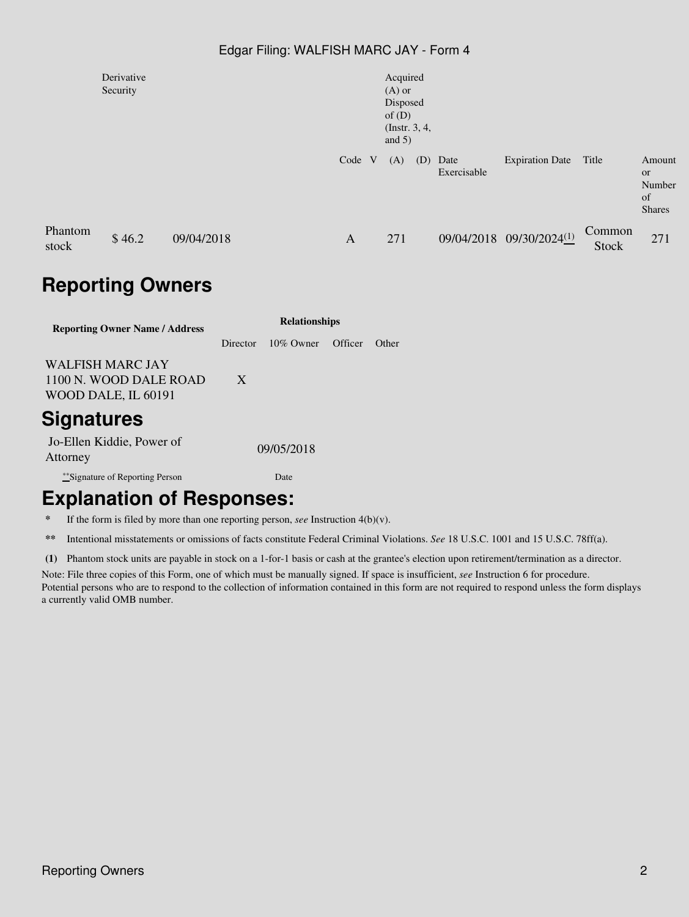| | Derivative Security | | | | Acquired (A) or Disposed of (D) (Instr. 3, 4, and 5) | | | | | |
|---|---|---|---|---|---|---|---|---|---|---|
| | | | Code | V | (A) | (D) | Date Exercisable | Expiration Date | Title | Amount or Number of Shares |
| Phantom stock | $ 46.2 | 09/04/2018 | A | | 271 | | 09/04/2018 | 09/30/2024(1) | Common Stock | 271 |

# Reporting Owners

| Reporting Owner Name / Address | Relationships | | | |
|---|---|---|---|---|
| | Director | 10% Owner | Officer | Other |
| WALFISH MARC JAY<br>1100 N. WOOD DALE ROAD<br>WOOD DALE, IL 60191 | X | | | |

# Signatures

| | |
|---|---|
| Jo-Ellen Kiddie, Power of Attorney | 09/05/2018 |
| **Signature of Reporting Person | Date |

# Explanation of Responses:

\* If the form is filed by more than one reporting person, *see* Instruction 4(b)(v).

\*\* Intentional misstatements or omissions of facts constitute Federal Criminal Violations. *See* 18 U.S.C. 1001 and 15 U.S.C. 78ff(a).

**(1)** Phantom stock units are payable in stock on a 1-for-1 basis or cash at the grantee's election upon retirement/termination as a director.

Note: File three copies of this Form, one of which must be manually signed. If space is insufficient, *see* Instruction 6 for procedure.
Potential persons who are to respond to the collection of information contained in this form are not required to respond unless the form displays a currently valid OMB number.